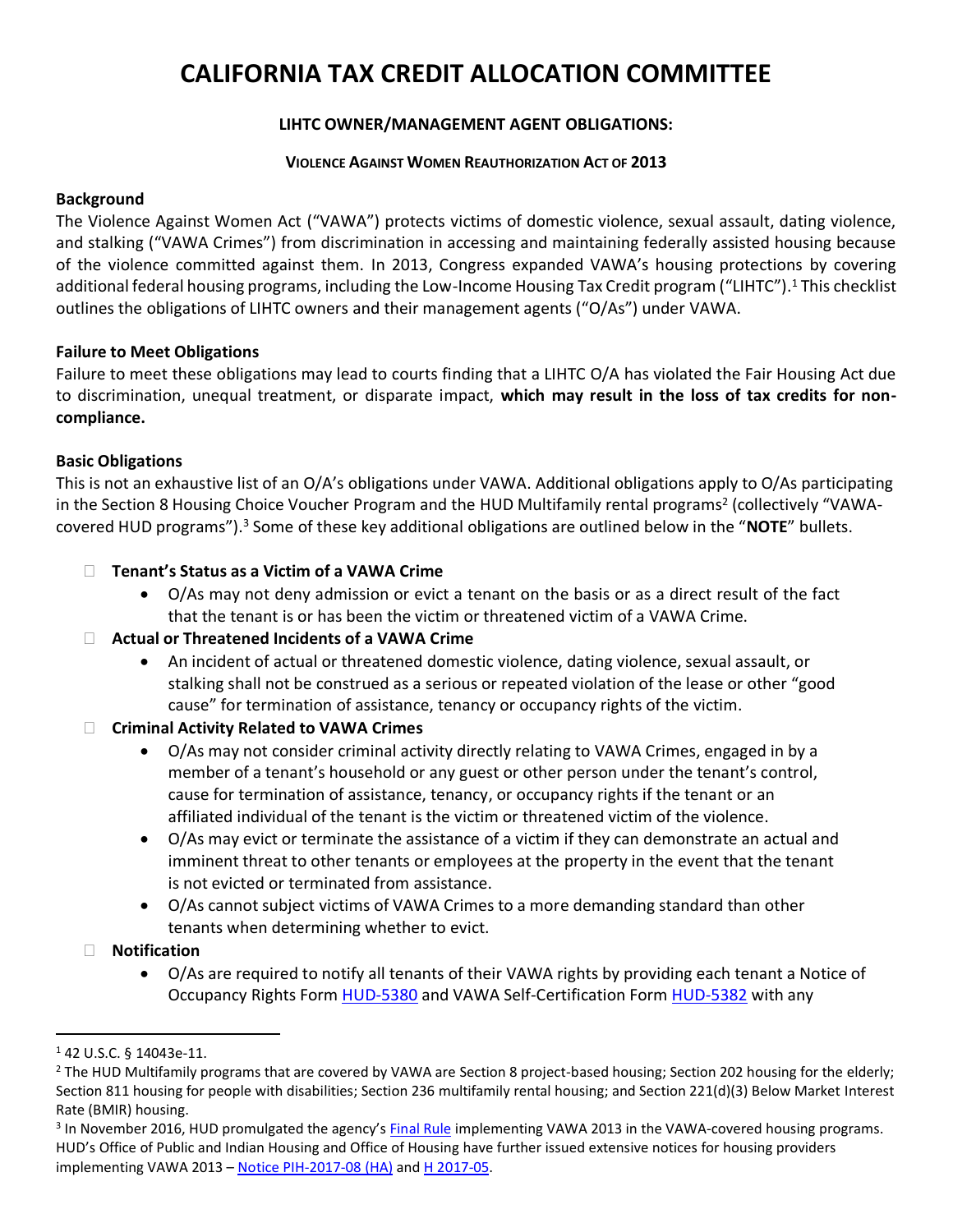# CALIFORNIA TAX CREDIT ALLOCATION COMMITTEE

### LIHTC OWNER/MANAGEMENT AGENT OBLIGATIONS:

### VIOLENCE AGAINST WOMEN REAUTHORIZATION ACT OF 2013

**Background**

The Violence Against Women Act ("VAWA") protects victims of domestic violence, sexual assault, dating violence, and stalking ("VAWA Crimes") from discrimination in accessing and maintaining federally assisted housing because of the violence committed against them. In 2013, Congress expanded VAWA's housing protections by covering additional federal housing programs, including the Low-Income Housing Tax Credit program ("LIHTC").[1] This checklist outlines the obligations of LIHTC owners and their management agents ("O/As") under VAWA.

**Failure to Meet Obligations**

Failure to meet these obligations may lead to courts finding that a LIHTC O/A has violated the Fair Housing Act due to discrimination, unequal treatment, or disparate impact, **which may result in the loss of tax credits for non-compliance.**

**Basic Obligations**

This is not an exhaustive list of an O/A's obligations under VAWA. Additional obligations apply to O/As participating in the Section 8 Housing Choice Voucher Program and the HUD Multifamily rental programs[2] (collectively "VAWA-covered HUD programs").[3] Some of these key additional obligations are outlined below in the "**NOTE**" bullets.

- [ ] **Tenant's Status as a Victim of a VAWA Crime**
  - O/As may not deny admission or evict a tenant on the basis or as a direct result of the fact that the tenant is or has been the victim or threatened victim of a VAWA Crime.
- [ ] **Actual or Threatened Incidents of a VAWA Crime**
  - An incident of actual or threatened domestic violence, dating violence, sexual assault, or stalking shall not be construed as a serious or repeated violation of the lease or other "good cause" for termination of assistance, tenancy or occupancy rights of the victim.
- [ ] **Criminal Activity Related to VAWA Crimes**
  - O/As may not consider criminal activity directly relating to VAWA Crimes, engaged in by a member of a tenant's household or any guest or other person under the tenant's control, cause for termination of assistance, tenancy, or occupancy rights if the tenant or an affiliated individual of the tenant is the victim or threatened victim of the violence.
  - O/As may evict or terminate the assistance of a victim if they can demonstrate an actual and imminent threat to other tenants or employees at the property in the event that the tenant is not evicted or terminated from assistance.
  - O/As cannot subject victims of VAWA Crimes to a more demanding standard than other tenants when determining whether to evict.
- [ ] **Notification**
  - O/As are required to notify all tenants of their VAWA rights by providing each tenant a Notice of Occupancy Rights Form HUD-5380 and VAWA Self-Certification Form HUD-5382 with any

---

[1] 42 U.S.C. § 14043e-11.

[2] The HUD Multifamily programs that are covered by VAWA are Section 8 project-based housing; Section 202 housing for the elderly; Section 811 housing for people with disabilities; Section 236 multifamily rental housing; and Section 221(d)(3) Below Market Interest Rate (BMIR) housing.

[3] In November 2016, HUD promulgated the agency's Final Rule implementing VAWA 2013 in the VAWA-covered housing programs. HUD's Office of Public and Indian Housing and Office of Housing have further issued extensive notices for housing providers implementing VAWA 2013 – Notice PIH-2017-08 (HA) and H 2017-05.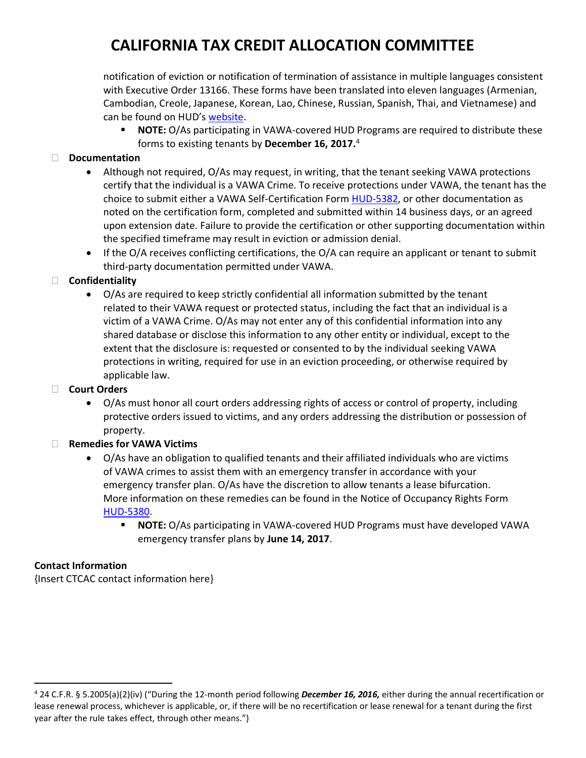# CALIFORNIA TAX CREDIT ALLOCATION COMMITTEE

notification of eviction or notification of termination of assistance in multiple languages consistent with Executive Order 13166. These forms have been translated into eleven languages (Armenian, Cambodian, Creole, Japanese, Korean, Lao, Chinese, Russian, Spanish, Thai, and Vietnamese) and can be found on HUD's website.

- **NOTE:** O/As participating in VAWA-covered HUD Programs are required to distribute these forms to existing tenants by **December 16, 2017.**[4]

- **Documentation**
  - Although not required, O/As may request, in writing, that the tenant seeking VAWA protections certify that the individual is a VAWA Crime. To receive protections under VAWA, the tenant has the choice to submit either a VAWA Self-Certification Form HUD-5382, or other documentation as noted on the certification form, completed and submitted within 14 business days, or an agreed upon extension date. Failure to provide the certification or other supporting documentation within the specified timeframe may result in eviction or admission denial.
  - If the O/A receives conflicting certifications, the O/A can require an applicant or tenant to submit third-party documentation permitted under VAWA.
- **Confidentiality**
  - O/As are required to keep strictly confidential all information submitted by the tenant related to their VAWA request or protected status, including the fact that an individual is a victim of a VAWA Crime. O/As may not enter any of this confidential information into any shared database or disclose this information to any other entity or individual, except to the extent that the disclosure is: requested or consented to by the individual seeking VAWA protections in writing, required for use in an eviction proceeding, or otherwise required by applicable law.
- **Court Orders**
  - O/As must honor all court orders addressing rights of access or control of property, including protective orders issued to victims, and any orders addressing the distribution or possession of property.
- **Remedies for VAWA Victims**
  - O/As have an obligation to qualified tenants and their affiliated individuals who are victims of VAWA crimes to assist them with an emergency transfer in accordance with your emergency transfer plan. O/As have the discretion to allow tenants a lease bifurcation. More information on these remedies can be found in the Notice of Occupancy Rights Form HUD-5380.
    - **NOTE:** O/As participating in VAWA-covered HUD Programs must have developed VAWA emergency transfer plans by **June 14, 2017**.

**Contact Information**

{Insert CTCAC contact information here}

---

[4] 24 C.F.R. § 5.2005(a)(2)(iv) ("During the 12-month period following ***December 16, 2016,*** either during the annual recertification or lease renewal process, whichever is applicable, or, if there will be no recertification or lease renewal for a tenant during the first year after the rule takes effect, through other means.")